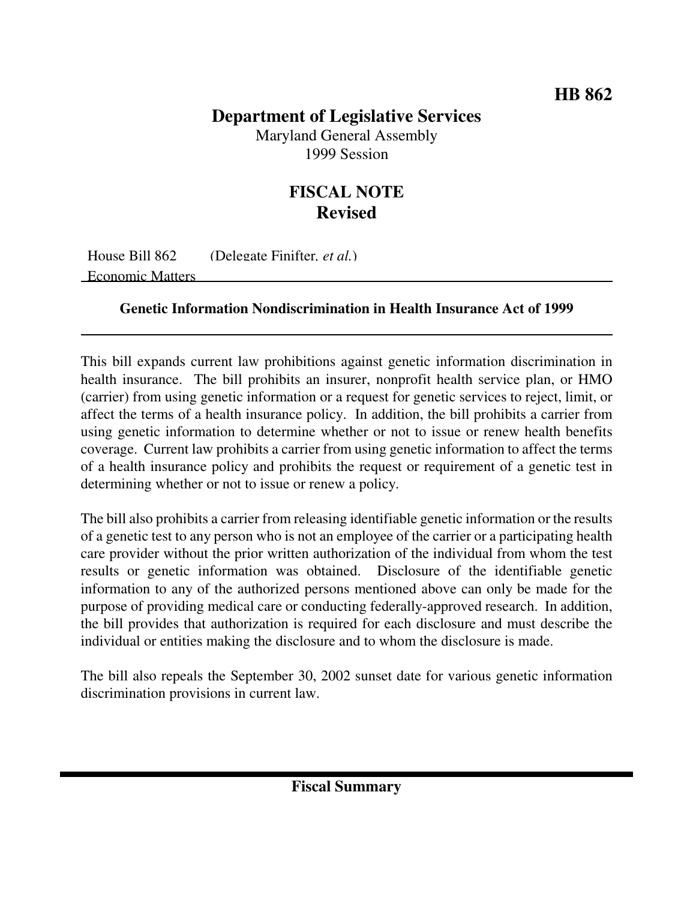**HB 862**

# Department of Legislative Services

Maryland General Assembly
1999 Session

## FISCAL NOTE
## Revised

House Bill 862 (Delegate Finifter, *et al.*)
Economic Matters

**Genetic Information Nondiscrimination in Health Insurance Act of 1999**

This bill expands current law prohibitions against genetic information discrimination in health insurance. The bill prohibits an insurer, nonprofit health service plan, or HMO (carrier) from using genetic information or a request for genetic services to reject, limit, or affect the terms of a health insurance policy. In addition, the bill prohibits a carrier from using genetic information to determine whether or not to issue or renew health benefits coverage. Current law prohibits a carrier from using genetic information to affect the terms of a health insurance policy and prohibits the request or requirement of a genetic test in determining whether or not to issue or renew a policy.

The bill also prohibits a carrier from releasing identifiable genetic information or the results of a genetic test to any person who is not an employee of the carrier or a participating health care provider without the prior written authorization of the individual from whom the test results or genetic information was obtained. Disclosure of the identifiable genetic information to any of the authorized persons mentioned above can only be made for the purpose of providing medical care or conducting federally-approved research. In addition, the bill provides that authorization is required for each disclosure and must describe the individual or entities making the disclosure and to whom the disclosure is made.

The bill also repeals the September 30, 2002 sunset date for various genetic information discrimination provisions in current law.

## Fiscal Summary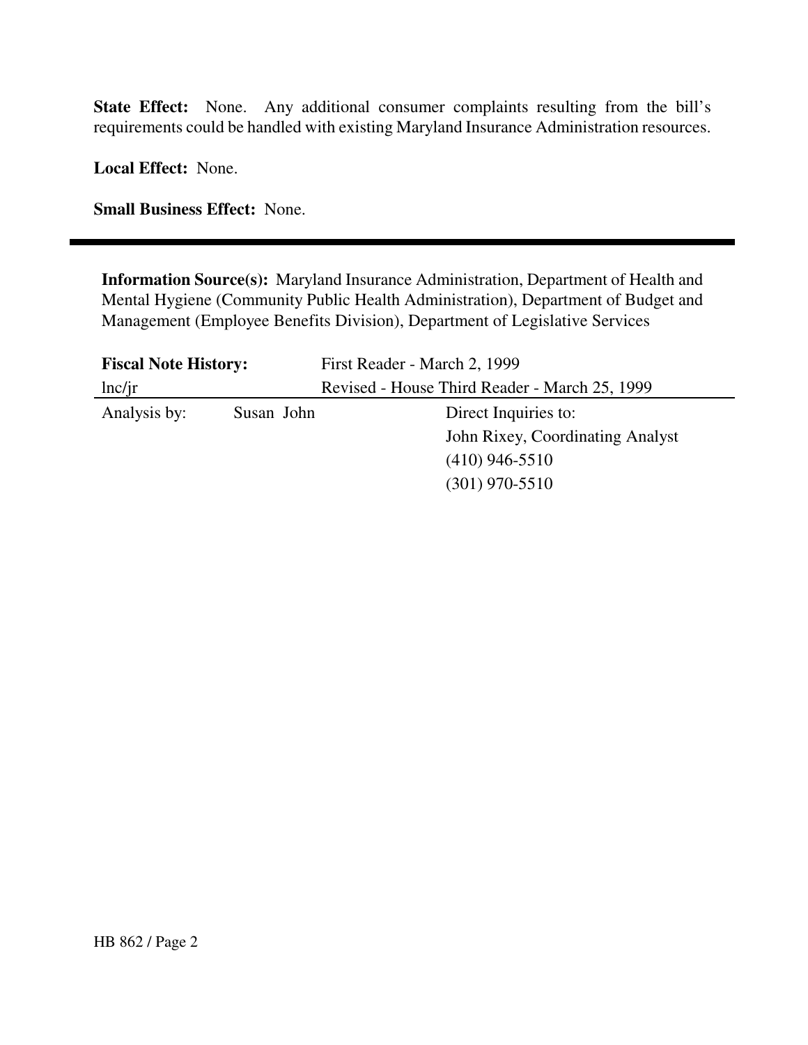**State Effect:** None. Any additional consumer complaints resulting from the bill's requirements could be handled with existing Maryland Insurance Administration resources.

**Local Effect:** None.

**Small Business Effect:** None.

---

**Information Source(s):** Maryland Insurance Administration, Department of Health and Mental Hygiene (Community Public Health Administration), Department of Budget and Management (Employee Benefits Division), Department of Legislative Services

**Fiscal Note History:** First Reader - March 2, 1999
lnc/jr Revised - House Third Reader - March 25, 1999

Analysis by: Susan John

Direct Inquiries to:
John Rixey, Coordinating Analyst
(410) 946-5510
(301) 970-5510